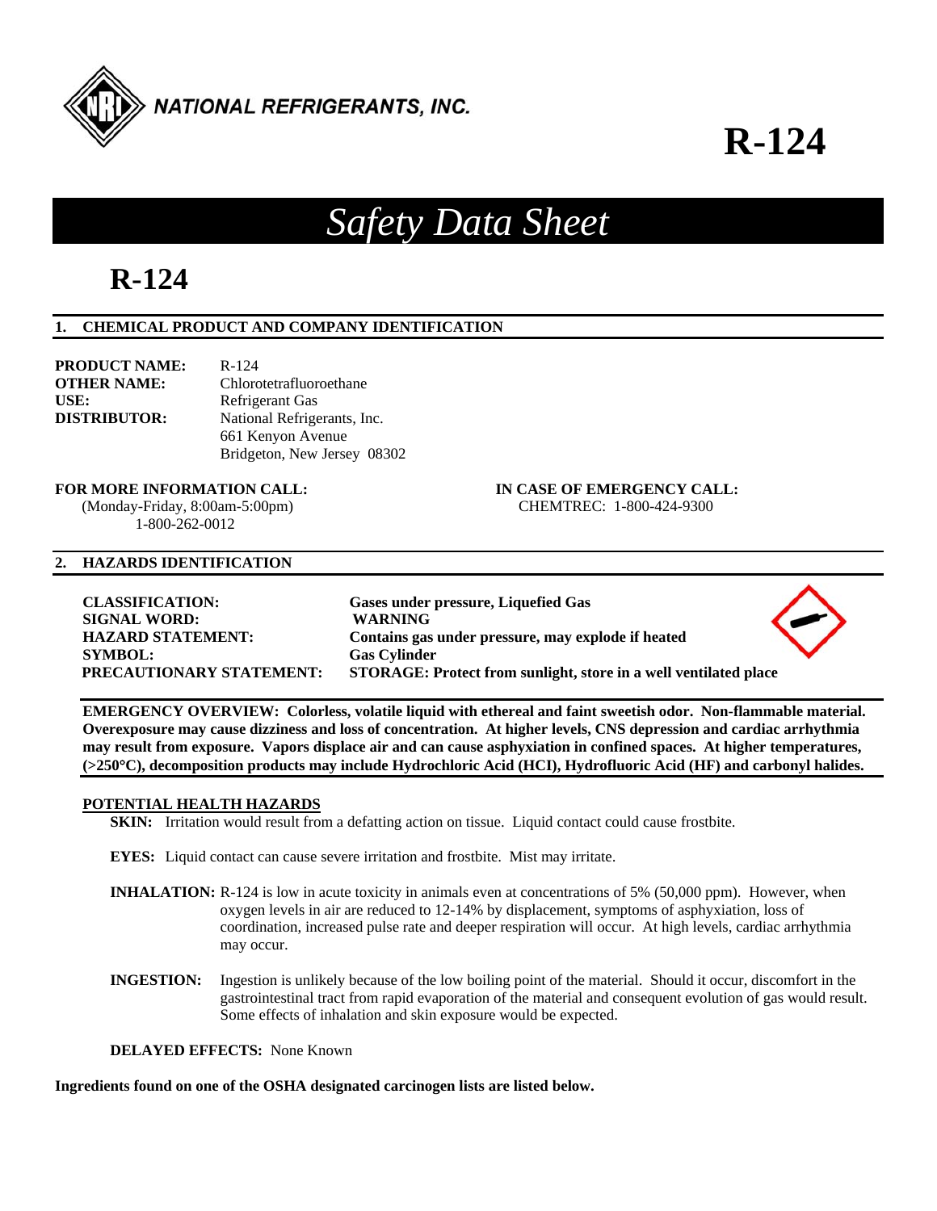NATIONAL REFRIGERANTS, INC.

# R-124

## *Safety Data Sheet*

# R-124

## 1. CHEMICAL PRODUCT AND COMPANY IDENTIFICATION

**PRODUCT NAME:** R-124
**OTHER NAME:** Chlorotetrafluoroethane
**USE:** Refrigerant Gas
**DISTRIBUTOR:** National Refrigerants, Inc.
661 Kenyon Avenue
Bridgeton, New Jersey 08302

**FOR MORE INFORMATION CALL:**
(Monday-Friday, 8:00am-5:00pm)
1-800-262-0012

**IN CASE OF EMERGENCY CALL:**
CHEMTREC: 1-800-424-9300

## 2. HAZARDS IDENTIFICATION

**CLASSIFICATION:** **Gases under pressure, Liquefied Gas**
**SIGNAL WORD:** **WARNING**
**HAZARD STATEMENT:** **Contains gas under pressure, may explode if heated**
**SYMBOL:** **Gas Cylinder**
**PRECAUTIONARY STATEMENT:** **STORAGE: Protect from sunlight, store in a well ventilated place**

**EMERGENCY OVERVIEW: Colorless, volatile liquid with ethereal and faint sweetish odor. Non-flammable material. Overexposure may cause dizziness and loss of concentration. At higher levels, CNS depression and cardiac arrhythmia may result from exposure. Vapors displace air and can cause asphyxiation in confined spaces. At higher temperatures, (>250°C), decomposition products may include Hydrochloric Acid (HCI), Hydrofluoric Acid (HF) and carbonyl halides.**

### POTENTIAL HEALTH HAZARDS

**SKIN:** Irritation would result from a defatting action on tissue. Liquid contact could cause frostbite.

**EYES:** Liquid contact can cause severe irritation and frostbite. Mist may irritate.

**INHALATION:** R-124 is low in acute toxicity in animals even at concentrations of 5% (50,000 ppm). However, when oxygen levels in air are reduced to 12-14% by displacement, symptoms of asphyxiation, loss of coordination, increased pulse rate and deeper respiration will occur. At high levels, cardiac arrhythmia may occur.

**INGESTION:** Ingestion is unlikely because of the low boiling point of the material. Should it occur, discomfort in the gastrointestinal tract from rapid evaporation of the material and consequent evolution of gas would result. Some effects of inhalation and skin exposure would be expected.

**DELAYED EFFECTS:** None Known

**Ingredients found on one of the OSHA designated carcinogen lists are listed below.**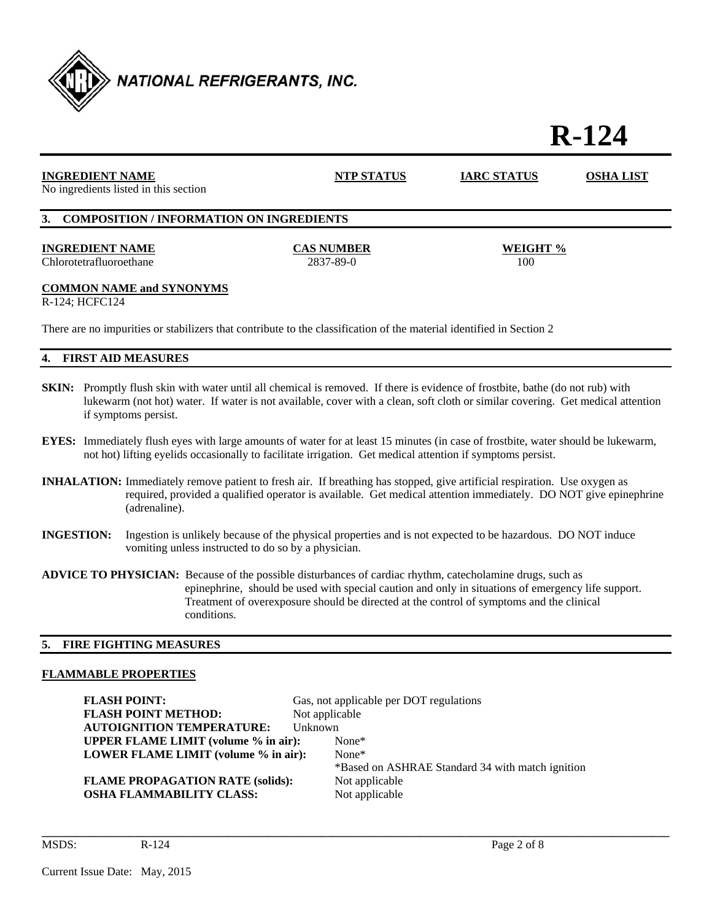# R-124

| INGREDIENT NAME | NTP STATUS | IARC STATUS | OSHA LIST |
|---|---|---|---|
| No ingredients listed in this section | | | |

## 3. COMPOSITION / INFORMATION ON INGREDIENTS

| INGREDIENT NAME | CAS NUMBER | WEIGHT % |
|---|---|---|
| Chlorotetrafluoroethane | 2837-89-0 | 100 |

**COMMON NAME and SYNONYMS**
R-124; HCFC124

There are no impurities or stabilizers that contribute to the classification of the material identified in Section 2

## 4. FIRST AID MEASURES

**SKIN:** Promptly flush skin with water until all chemical is removed. If there is evidence of frostbite, bathe (do not rub) with lukewarm (not hot) water. If water is not available, cover with a clean, soft cloth or similar covering. Get medical attention if symptoms persist.

**EYES:** Immediately flush eyes with large amounts of water for at least 15 minutes (in case of frostbite, water should be lukewarm, not hot) lifting eyelids occasionally to facilitate irrigation. Get medical attention if symptoms persist.

**INHALATION:** Immediately remove patient to fresh air. If breathing has stopped, give artificial respiration. Use oxygen as required, provided a qualified operator is available. Get medical attention immediately. DO NOT give epinephrine (adrenaline).

**INGESTION:** Ingestion is unlikely because of the physical properties and is not expected to be hazardous. DO NOT induce vomiting unless instructed to do so by a physician.

**ADVICE TO PHYSICIAN:** Because of the possible disturbances of cardiac rhythm, catecholamine drugs, such as epinephrine, should be used with special caution and only in situations of emergency life support. Treatment of overexposure should be directed at the control of symptoms and the clinical conditions.

## 5. FIRE FIGHTING MEASURES

**FLAMMABLE PROPERTIES**

**FLASH POINT:** Gas, not applicable per DOT regulations
**FLASH POINT METHOD:** Not applicable
**AUTOIGNITION TEMPERATURE:** Unknown
**UPPER FLAME LIMIT (volume % in air):** None*
**LOWER FLAME LIMIT (volume % in air):** None*
*Based on ASHRAE Standard 34 with match ignition
**FLAME PROPAGATION RATE (solids):** Not applicable
**OSHA FLAMMABILITY CLASS:** Not applicable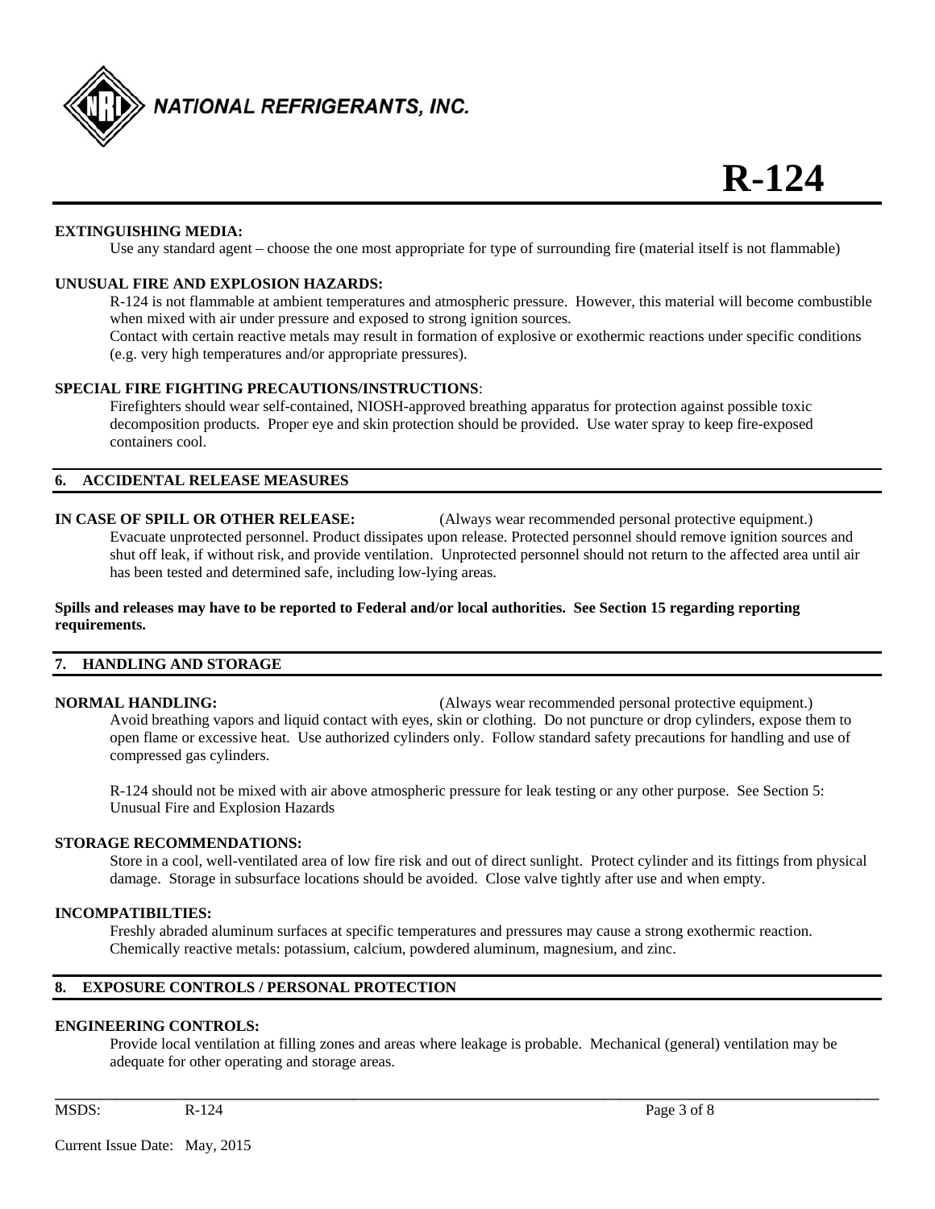**EXTINGUISHING MEDIA:**

Use any standard agent – choose the one most appropriate for type of surrounding fire (material itself is not flammable)

**UNUSUAL FIRE AND EXPLOSION HAZARDS:**

R-124 is not flammable at ambient temperatures and atmospheric pressure. However, this material will become combustible when mixed with air under pressure and exposed to strong ignition sources.

Contact with certain reactive metals may result in formation of explosive or exothermic reactions under specific conditions (e.g. very high temperatures and/or appropriate pressures).

**SPECIAL FIRE FIGHTING PRECAUTIONS/INSTRUCTIONS**:

Firefighters should wear self-contained, NIOSH-approved breathing apparatus for protection against possible toxic decomposition products. Proper eye and skin protection should be provided. Use water spray to keep fire-exposed containers cool.

## 6. ACCIDENTAL RELEASE MEASURES

**IN CASE OF SPILL OR OTHER RELEASE:** (Always wear recommended personal protective equipment.)

Evacuate unprotected personnel. Product dissipates upon release. Protected personnel should remove ignition sources and shut off leak, if without risk, and provide ventilation. Unprotected personnel should not return to the affected area until air has been tested and determined safe, including low-lying areas.

**Spills and releases may have to be reported to Federal and/or local authorities. See Section 15 regarding reporting requirements.**

## 7. HANDLING AND STORAGE

**NORMAL HANDLING:** (Always wear recommended personal protective equipment.)

Avoid breathing vapors and liquid contact with eyes, skin or clothing. Do not puncture or drop cylinders, expose them to open flame or excessive heat. Use authorized cylinders only. Follow standard safety precautions for handling and use of compressed gas cylinders.

R-124 should not be mixed with air above atmospheric pressure for leak testing or any other purpose. See Section 5: Unusual Fire and Explosion Hazards

**STORAGE RECOMMENDATIONS:**

Store in a cool, well-ventilated area of low fire risk and out of direct sunlight. Protect cylinder and its fittings from physical damage. Storage in subsurface locations should be avoided. Close valve tightly after use and when empty.

**INCOMPATIBILTIES:**

Freshly abraded aluminum surfaces at specific temperatures and pressures may cause a strong exothermic reaction. Chemically reactive metals: potassium, calcium, powdered aluminum, magnesium, and zinc.

## 8. EXPOSURE CONTROLS / PERSONAL PROTECTION

**ENGINEERING CONTROLS:**

Provide local ventilation at filling zones and areas where leakage is probable. Mechanical (general) ventilation may be adequate for other operating and storage areas.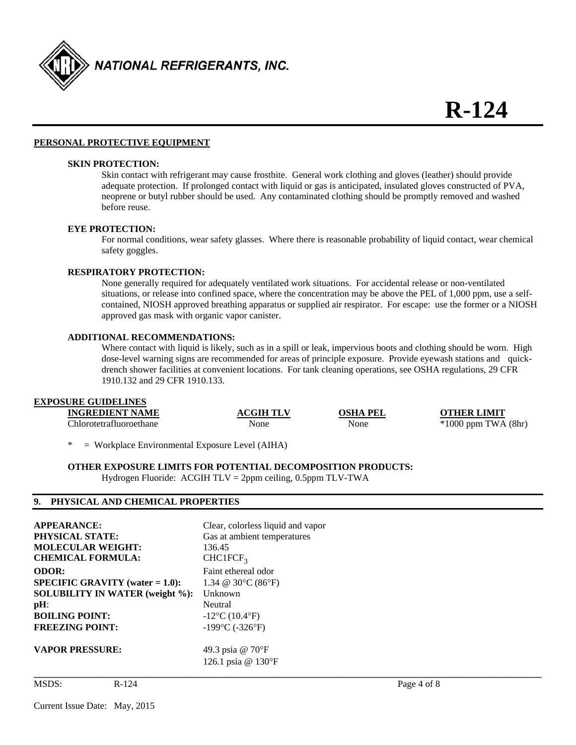## PERSONAL PROTECTIVE EQUIPMENT

**SKIN PROTECTION:**

Skin contact with refrigerant may cause frostbite. General work clothing and gloves (leather) should provide adequate protection. If prolonged contact with liquid or gas is anticipated, insulated gloves constructed of PVA, neoprene or butyl rubber should be used. Any contaminated clothing should be promptly removed and washed before reuse.

**EYE PROTECTION:**

For normal conditions, wear safety glasses. Where there is reasonable probability of liquid contact, wear chemical safety goggles.

**RESPIRATORY PROTECTION:**

None generally required for adequately ventilated work situations. For accidental release or non-ventilated situations, or release into confined space, where the concentration may be above the PEL of 1,000 ppm, use a self-contained, NIOSH approved breathing apparatus or supplied air respirator. For escape: use the former or a NIOSH approved gas mask with organic vapor canister.

**ADDITIONAL RECOMMENDATIONS:**

Where contact with liquid is likely, such as in a spill or leak, impervious boots and clothing should be worn. High dose-level warning signs are recommended for areas of principle exposure. Provide eyewash stations and quick-drench shower facilities at convenient locations. For tank cleaning operations, see OSHA regulations, 29 CFR 1910.132 and 29 CFR 1910.133.

## EXPOSURE GUIDELINES

| INGREDIENT NAME | ACGIH TLV | OSHA PEL | OTHER LIMIT |
|---|---|---|---|
| Chlorotetrafluoroethane | None | None | *1000 ppm TWA (8hr) |

* = Workplace Environmental Exposure Level (AIHA)

**OTHER EXPOSURE LIMITS FOR POTENTIAL DECOMPOSITION PRODUCTS:**

Hydrogen Fluoride: ACGIH TLV = 2ppm ceiling, 0.5ppm TLV-TWA

## 9. PHYSICAL AND CHEMICAL PROPERTIES

| | |
|---|---|
| **APPEARANCE:** | Clear, colorless liquid and vapor |
| **PHYSICAL STATE:** | Gas at ambient temperatures |
| **MOLECULAR WEIGHT:** | 136.45 |
| **CHEMICAL FORMULA:** | $CHC1FCF_3$ |
| **ODOR:** | Faint ethereal odor |
| **SPECIFIC GRAVITY (water = 1.0):** | 1.34 @ 30°C (86°F) |
| **SOLUBILITY IN WATER (weight %):** | Unknown |
| **pH**: | Neutral |
| **BOILING POINT:** | -12°C (10.4°F) |
| **FREEZING POINT:** | -199°C (-326°F) |
| **VAPOR PRESSURE:** | 49.3 psia @ 70°F<br>126.1 psia @ 130°F |

MSDS: R-124

Current Issue Date: May, 2015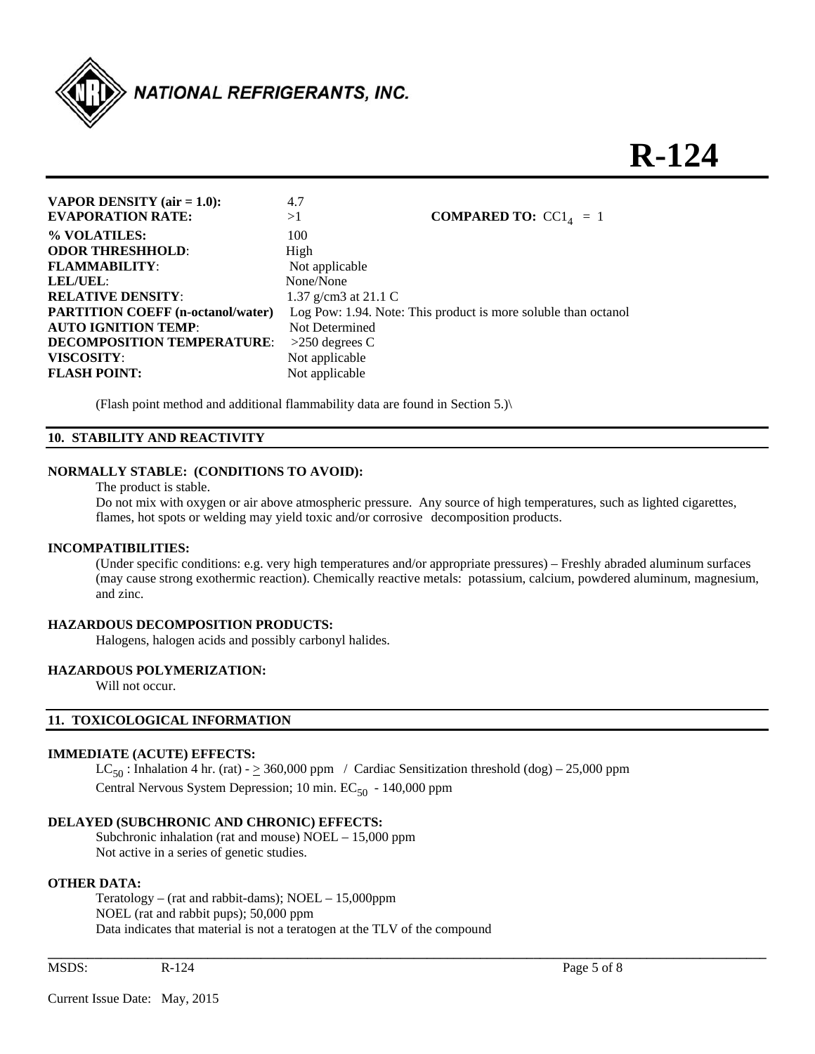| | | |
|---|---|---|
| **VAPOR DENSITY (air = 1.0):** | 4.7 | |
| **EVAPORATION RATE:** | >1 | **COMPARED TO:** $CCl_4$ = 1 |
| **% VOLATILES:** | 100 | |
| **ODOR THRESHHOLD**: | High | |
| **FLAMMABILITY**: | Not applicable | |
| **LEL/UEL**: | None/None | |
| **RELATIVE DENSITY**: | 1.37 g/cm3 at 21.1 C | |
| **PARTITION COEFF (n-octanol/water)** | Log Pow: 1.94. Note: This product is more soluble than octanol | |
| **AUTO IGNITION TEMP**: | Not Determined | |
| **DECOMPOSITION TEMPERATURE**: | >250 degrees C | |
| **VISCOSITY**: | Not applicable | |
| **FLASH POINT:** | Not applicable | |

(Flash point method and additional flammability data are found in Section 5.)\

## 10. STABILITY AND REACTIVITY

**NORMALLY STABLE: (CONDITIONS TO AVOID):**

The product is stable.

Do not mix with oxygen or air above atmospheric pressure. Any source of high temperatures, such as lighted cigarettes, flames, hot spots or welding may yield toxic and/or corrosive decomposition products.

**INCOMPATIBILITIES:**

(Under specific conditions: e.g. very high temperatures and/or appropriate pressures) – Freshly abraded aluminum surfaces (may cause strong exothermic reaction). Chemically reactive metals: potassium, calcium, powdered aluminum, magnesium, and zinc.

**HAZARDOUS DECOMPOSITION PRODUCTS:**

Halogens, halogen acids and possibly carbonyl halides.

**HAZARDOUS POLYMERIZATION:**

Will not occur.

## 11. TOXICOLOGICAL INFORMATION

**IMMEDIATE (ACUTE) EFFECTS:**

$LC_{50}$ : Inhalation 4 hr. (rat) - $\geq$ 360,000 ppm / Cardiac Sensitization threshold (dog) – 25,000 ppm

Central Nervous System Depression; 10 min. $EC_{50}$ - 140,000 ppm

**DELAYED (SUBCHRONIC AND CHRONIC) EFFECTS:**

Subchronic inhalation (rat and mouse) NOEL – 15,000 ppm

Not active in a series of genetic studies.

**OTHER DATA:**

Teratology – (rat and rabbit-dams); NOEL – 15,000ppm

NOEL (rat and rabbit pups); 50,000 ppm

Data indicates that material is not a teratogen at the TLV of the compound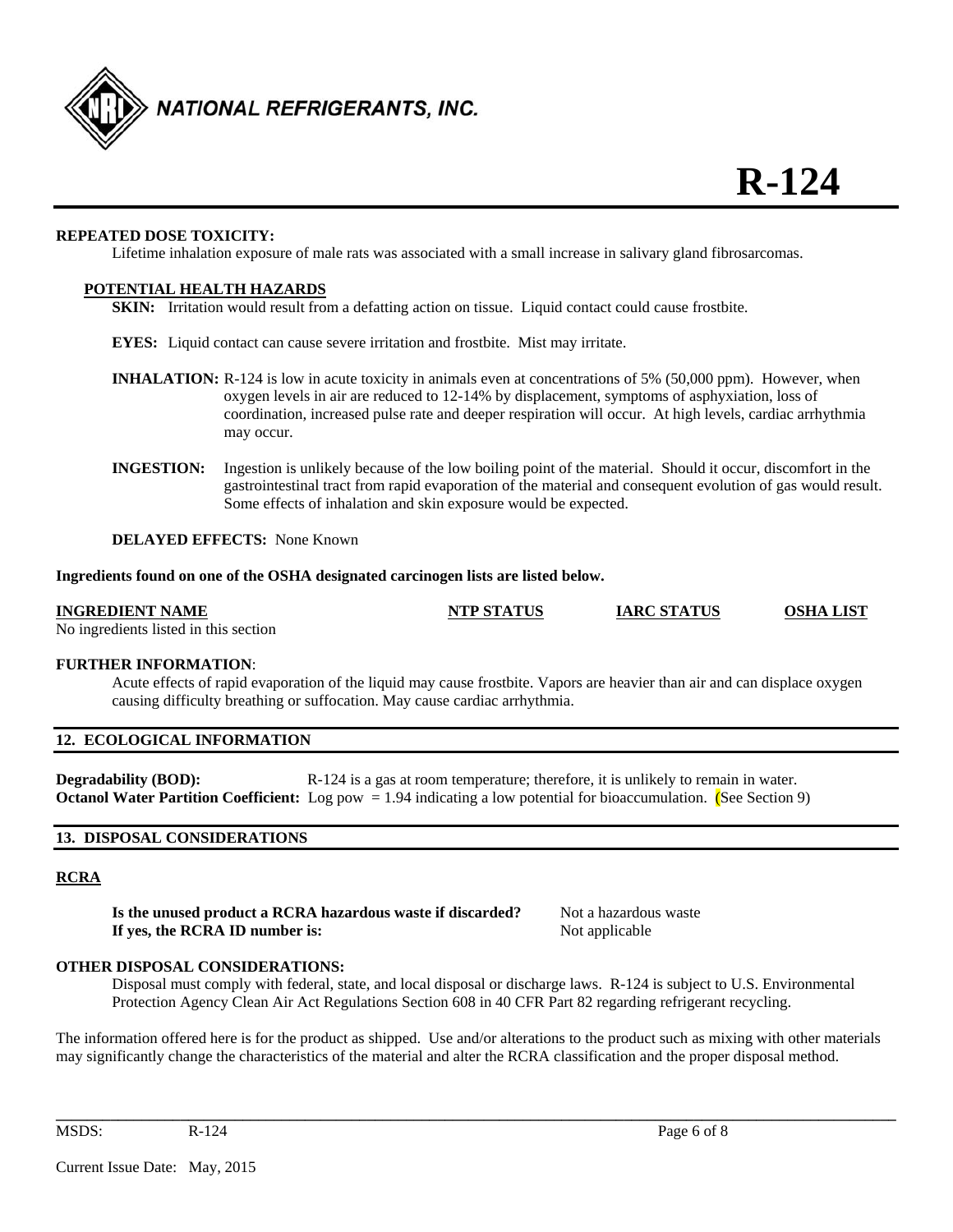**REPEATED DOSE TOXICITY:**

Lifetime inhalation exposure of male rats was associated with a small increase in salivary gland fibrosarcomas.

**POTENTIAL HEALTH HAZARDS**

**SKIN:** Irritation would result from a defatting action on tissue. Liquid contact could cause frostbite.

**EYES:** Liquid contact can cause severe irritation and frostbite. Mist may irritate.

**INHALATION:** R-124 is low in acute toxicity in animals even at concentrations of 5% (50,000 ppm). However, when oxygen levels in air are reduced to 12-14% by displacement, symptoms of asphyxiation, loss of coordination, increased pulse rate and deeper respiration will occur. At high levels, cardiac arrhythmia may occur.

**INGESTION:** Ingestion is unlikely because of the low boiling point of the material. Should it occur, discomfort in the gastrointestinal tract from rapid evaporation of the material and consequent evolution of gas would result. Some effects of inhalation and skin exposure would be expected.

**DELAYED EFFECTS:** None Known

**Ingredients found on one of the OSHA designated carcinogen lists are listed below.**

| INGREDIENT NAME | NTP STATUS | IARC STATUS | OSHA LIST |
|---|---|---|---|
| No ingredients listed in this section | | | |

**FURTHER INFORMATION**:

Acute effects of rapid evaporation of the liquid may cause frostbite. Vapors are heavier than air and can displace oxygen causing difficulty breathing or suffocation. May cause cardiac arrhythmia.

## 12. ECOLOGICAL INFORMATION

**Degradability (BOD):** R-124 is a gas at room temperature; therefore, it is unlikely to remain in water.

**Octanol Water Partition Coefficient:** Log pow = 1.94 indicating a low potential for bioaccumulation. (See Section 9)

## 13. DISPOSAL CONSIDERATIONS

**RCRA**

**Is the unused product a RCRA hazardous waste if discarded?** Not a hazardous waste

**If yes, the RCRA ID number is:** Not applicable

**OTHER DISPOSAL CONSIDERATIONS:**

Disposal must comply with federal, state, and local disposal or discharge laws. R-124 is subject to U.S. Environmental Protection Agency Clean Air Act Regulations Section 608 in 40 CFR Part 82 regarding refrigerant recycling.

The information offered here is for the product as shipped. Use and/or alterations to the product such as mixing with other materials may significantly change the characteristics of the material and alter the RCRA classification and the proper disposal method.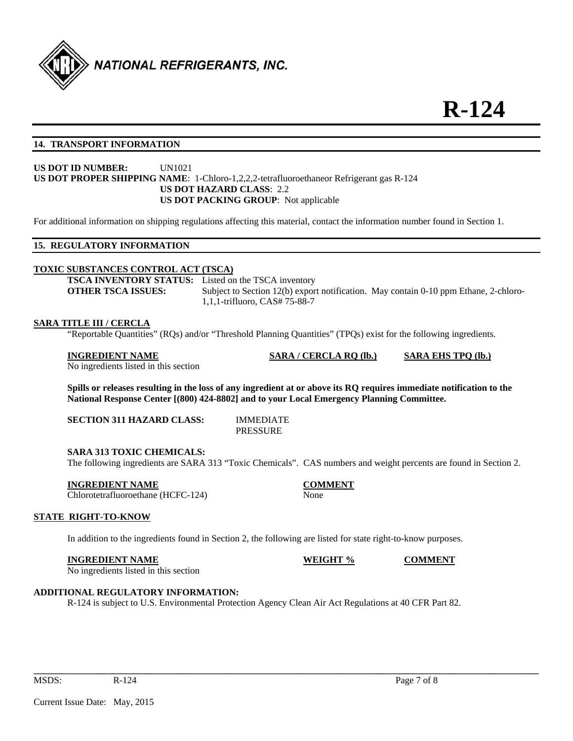## 14. TRANSPORT INFORMATION

**US DOT ID NUMBER:** UN1021
**US DOT PROPER SHIPPING NAME**: 1-Chloro-1,2,2,2-tetrafluoroethaneor Refrigerant gas R-124
**US DOT HAZARD CLASS**: 2.2
**US DOT PACKING GROUP**: Not applicable

For additional information on shipping regulations affecting this material, contact the information number found in Section 1.

## 15. REGULATORY INFORMATION

**TOXIC SUBSTANCES CONTROL ACT (TSCA)**

**TSCA INVENTORY STATUS:** Listed on the TSCA inventory
**OTHER TSCA ISSUES:** Subject to Section 12(b) export notification. May contain 0-10 ppm Ethane, 2-chloro-1,1,1-trifluoro, CAS# 75-88-7

**SARA TITLE III / CERCLA**

"Reportable Quantities" (RQs) and/or "Threshold Planning Quantities" (TPQs) exist for the following ingredients.

| INGREDIENT NAME | SARA / CERCLA RQ (lb.) | SARA EHS TPQ (lb.) |
|---|---|---|
| No ingredients listed in this section | | |

**Spills or releases resulting in the loss of any ingredient at or above its RQ requires immediate notification to the National Response Center [(800) 424-8802] and to your Local Emergency Planning Committee.**

**SECTION 311 HAZARD CLASS:** IMMEDIATE
PRESSURE

**SARA 313 TOXIC CHEMICALS:**

The following ingredients are SARA 313 "Toxic Chemicals". CAS numbers and weight percents are found in Section 2.

| INGREDIENT NAME | COMMENT |
|---|---|
| Chlorotetrafluoroethane (HCFC-124) | None |

**STATE RIGHT-TO-KNOW**

In addition to the ingredients found in Section 2, the following are listed for state right-to-know purposes.

| INGREDIENT NAME | WEIGHT % | COMMENT |
|---|---|---|
| No ingredients listed in this section | | |

**ADDITIONAL REGULATORY INFORMATION:**

R-124 is subject to U.S. Environmental Protection Agency Clean Air Act Regulations at 40 CFR Part 82.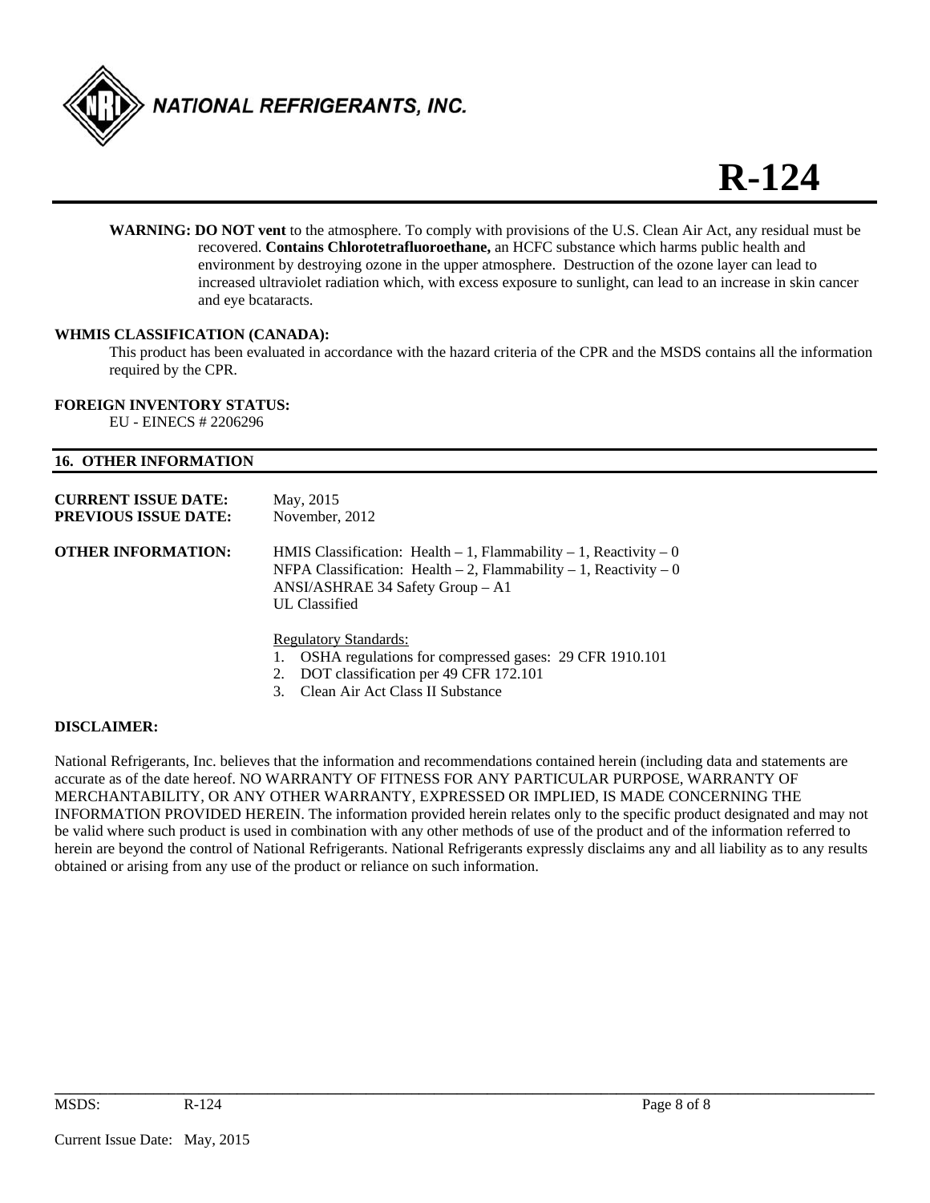**WARNING: DO NOT vent** to the atmosphere. To comply with provisions of the U.S. Clean Air Act, any residual must be recovered. **Contains Chlorotetrafluoroethane,** an HCFC substance which harms public health and environment by destroying ozone in the upper atmosphere. Destruction of the ozone layer can lead to increased ultraviolet radiation which, with excess exposure to sunlight, can lead to an increase in skin cancer and eye bcataracts.

**WHMIS CLASSIFICATION (CANADA):**

This product has been evaluated in accordance with the hazard criteria of the CPR and the MSDS contains all the information required by the CPR.

**FOREIGN INVENTORY STATUS:**

EU - EINECS # 2206296

## 16. OTHER INFORMATION

**CURRENT ISSUE DATE:** May, 2015
**PREVIOUS ISSUE DATE:** November, 2012

**OTHER INFORMATION:**

HMIS Classification: Health – 1, Flammability – 1, Reactivity – 0
NFPA Classification: Health – 2, Flammability – 1, Reactivity – 0
ANSI/ASHRAE 34 Safety Group – A1
UL Classified

Regulatory Standards:

1. OSHA regulations for compressed gases: 29 CFR 1910.101
2. DOT classification per 49 CFR 172.101
3. Clean Air Act Class II Substance

**DISCLAIMER:**

National Refrigerants, Inc. believes that the information and recommendations contained herein (including data and statements are accurate as of the date hereof. NO WARRANTY OF FITNESS FOR ANY PARTICULAR PURPOSE, WARRANTY OF MERCHANTABILITY, OR ANY OTHER WARRANTY, EXPRESSED OR IMPLIED, IS MADE CONCERNING THE INFORMATION PROVIDED HEREIN. The information provided herein relates only to the specific product designated and may not be valid where such product is used in combination with any other methods of use of the product and of the information referred to herein are beyond the control of National Refrigerants. National Refrigerants expressly disclaims any and all liability as to any results obtained or arising from any use of the product or reliance on such information.